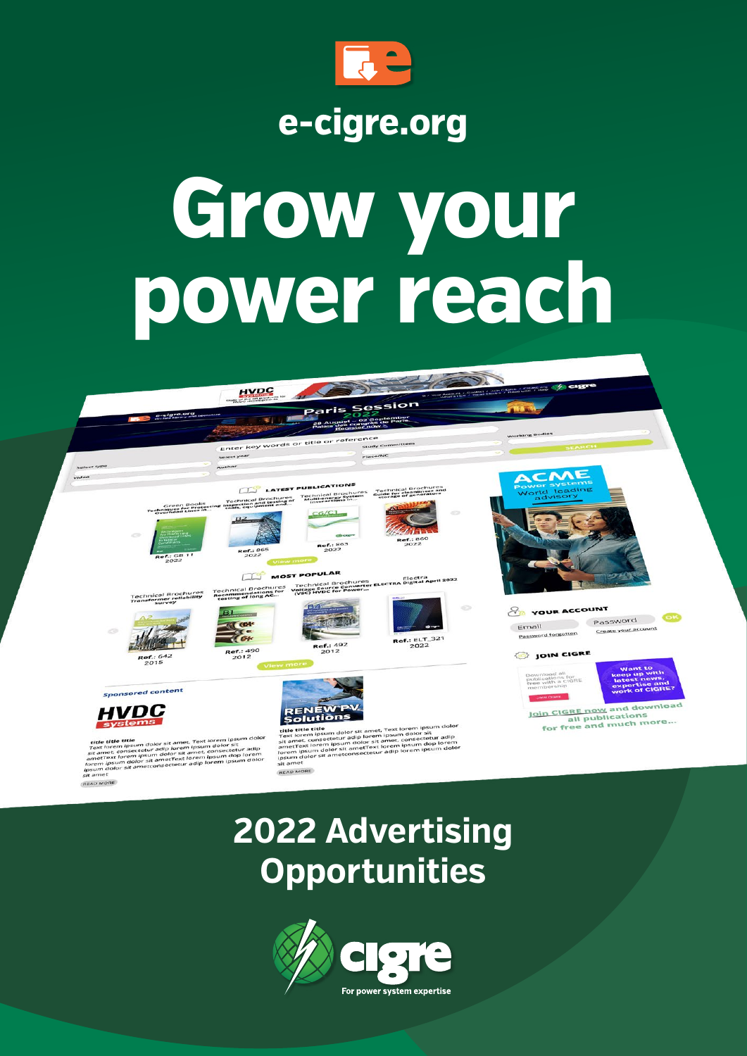e-cigre.org

# Grow your power reach

## 2022 Advertising Opportunities

cigre

For power system expertise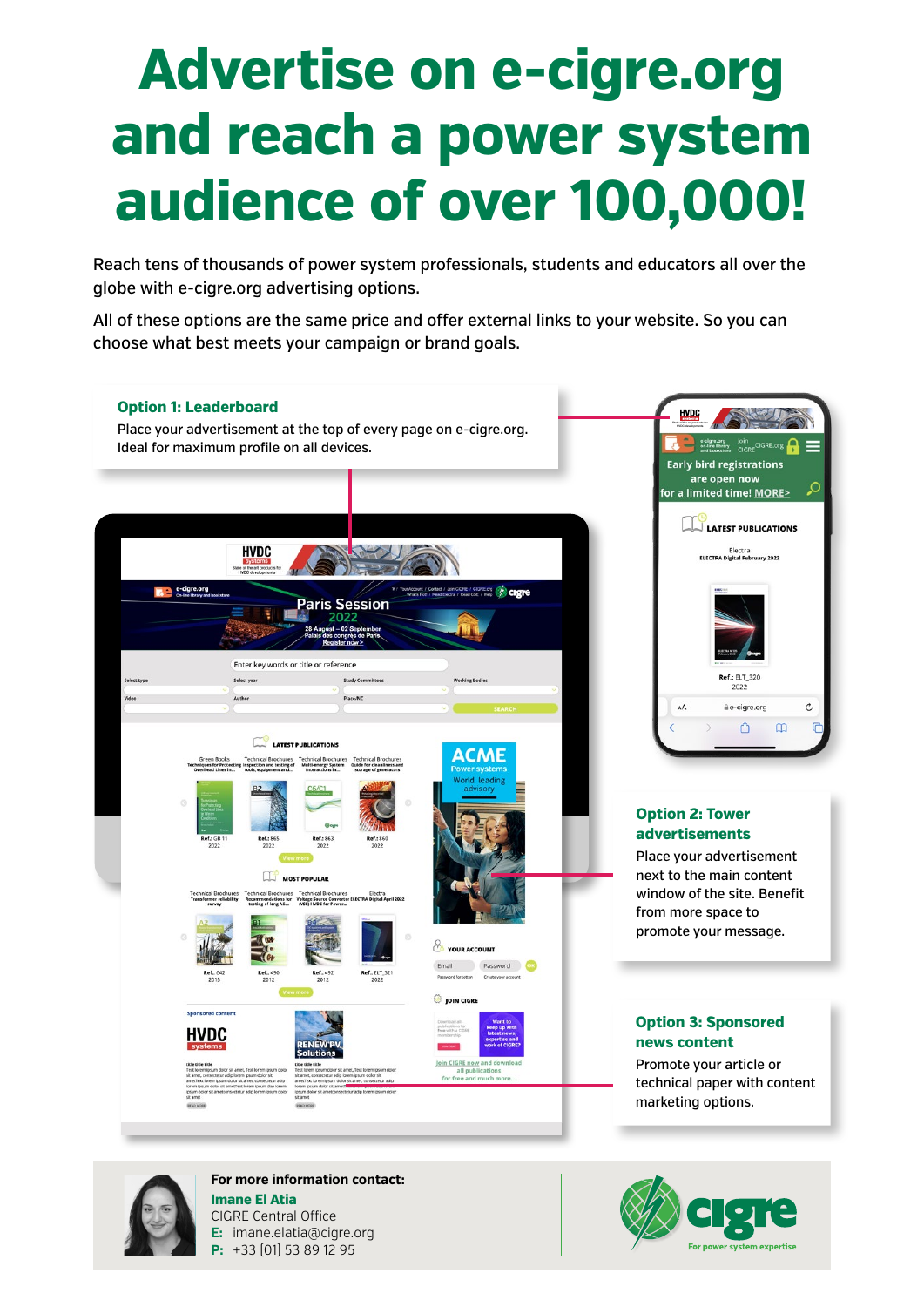# Advertise on e-cigre.org and reach a power system audience of over 100,000!

Reach tens of thousands of power system professionals, students and educators all over the globe with e-cigre.org advertising options.

All of these options are the same price and offer external links to your website. So you can choose what best meets your campaign or brand goals.

### Option 1: Leaderboard

Place your advertisement at the top of every page on e-cigre.org. Ideal for maximum profile on all devices.

### Option 2: Tower advertisements

Place your advertisement next to the main content window of the site. Benefit from more space to promote your message.

### Option 3: Sponsored news content

Promote your article or technical paper with content marketing options.

**For more information contact:**

**Imane El Atia**
CIGRE Central Office
**E:** imane.elatia@cigre.org
**P:** +33 (0)1 53 89 12 95

cigre
For power system expertise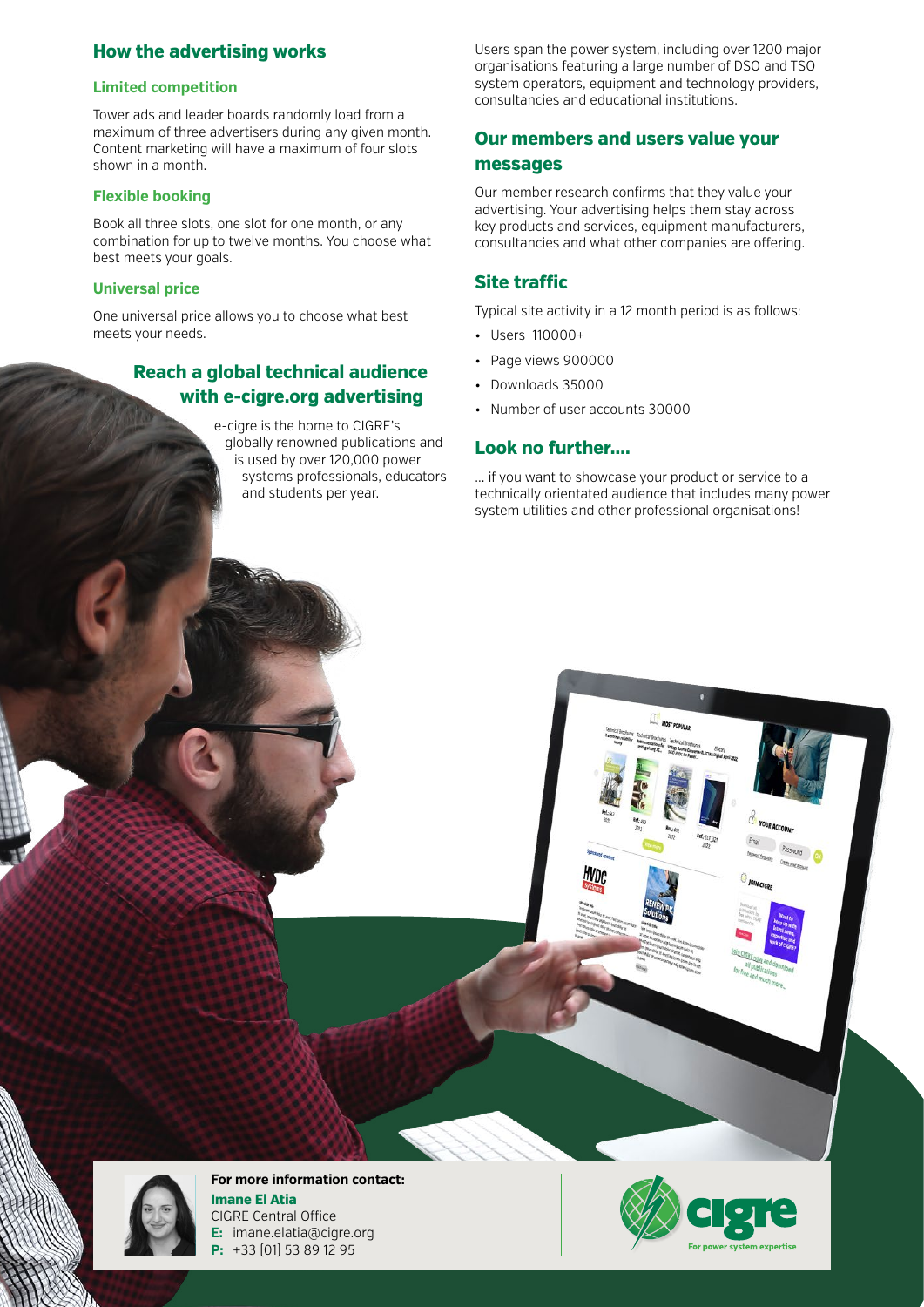## How the advertising works

### Limited competition

Tower ads and leader boards randomly load from a maximum of three advertisers during any given month. Content marketing will have a maximum of four slots shown in a month.

### Flexible booking

Book all three slots, one slot for one month, or any combination for up to twelve months. You choose what best meets your goals.

### Universal price

One universal price allows you to choose what best meets your needs.

## Reach a global technical audience with e-cigre.org advertising

e-cigre is the home to CIGRE's globally renowned publications and is used by over 120,000 power systems professionals, educators and students per year.

Users span the power system, including over 1200 major organisations featuring a large number of DSO and TSO system operators, equipment and technology providers, consultancies and educational institutions.

## Our members and users value your messages

Our member research confirms that they value your advertising. Your advertising helps them stay across key products and services, equipment manufacturers, consultancies and what other companies are offering.

## Site traffic

Typical site activity in a 12 month period is as follows:

- Users 110000+
- Page views 900000
- Downloads 35000
- Number of user accounts 30000

## Look no further....

... if you want to showcase your product or service to a technically orientated audience that includes many power system utilities and other professional organisations!

**For more information contact:**
**Imane El Atia**
CIGRE Central Office
**E:** imane.elatia@cigre.org
**P:** +33 (01) 53 89 12 95

cigre
For power system expertise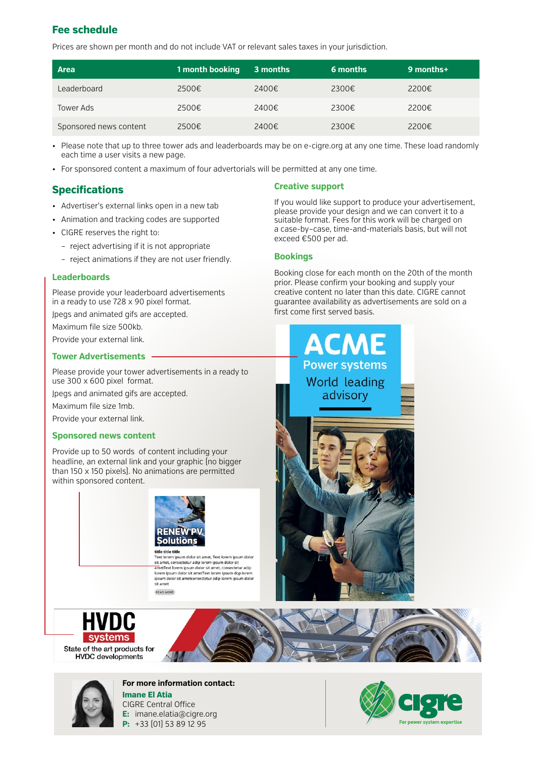## Fee schedule

Prices are shown per month and do not include VAT or relevant sales taxes in your jurisdiction.

| Area | 1 month booking | 3 months | 6 months | 9 months+ |
|---|---|---|---|---|
| Leaderboard | 2500€ | 2400€ | 2300€ | 2200€ |
| Tower Ads | 2500€ | 2400€ | 2300€ | 2200€ |
| Sponsored news content | 2500€ | 2400€ | 2300€ | 2200€ |

- Please note that up to three tower ads and leaderboards may be on e-cigre.org at any one time. These load randomly each time a user visits a new page.
- For sponsored content a maximum of four advertorials will be permitted at any one time.

## Specifications

- Advertiser's external links open in a new tab
- Animation and tracking codes are supported
- CIGRE reserves the right to:
  - reject advertising if it is not appropriate
  - reject animations if they are not user friendly.

### Leaderboards

Please provide your leaderboard advertisements in a ready to use 728 x 90 pixel format.

Jpegs and animated gifs are accepted.

Maximum file size 500kb.

Provide your external link.

### Tower Advertisements

Please provide your tower advertisements in a ready to use 300 x 600 pixel format.

Jpegs and animated gifs are accepted.

Maximum file size 1mb.

Provide your external link.

### Sponsored news content

Provide up to 50 words of content including your headline, an external link and your graphic (no bigger than 150 x 150 pixels). No animations are permitted within sponsored content.

### Creative support

If you would like support to produce your advertisement, please provide your design and we can convert it to a suitable format. Fees for this work will be charged on a case-by-case, time-and-materials basis, but will not exceed €500 per ad.

### Bookings

Booking close for each month on the 20th of the month prior. Please confirm your booking and supply your creative content no later than this date. CIGRE cannot guarantee availability as advertisements are sold on a first come first served basis.

**For more information contact:**

**Imane El Atia**
CIGRE Central Office
**E:** imane.elatia@cigre.org
**P:** +33 (01) 53 89 12 95